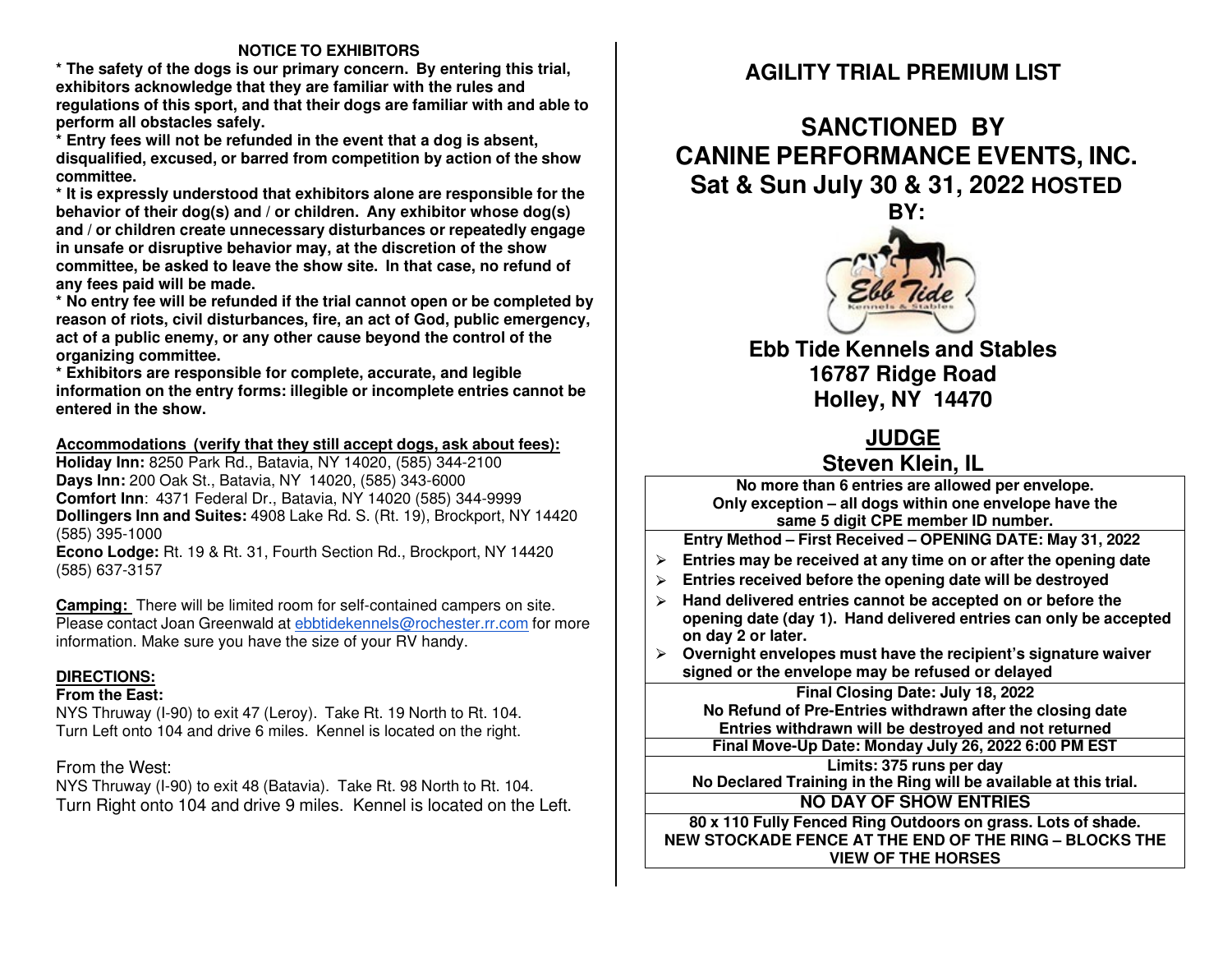## NOTICE TO EXHIBITORS

**\* The safety of the dogs is our primary concern. By entering this trial, exhibitors acknowledge that they are familiar with the rules and regulations of this sport, and that their dogs are familiar with and able to perform all obstacles safely.**

**\* Entry fees will not be refunded in the event that a dog is absent, disqualified, excused, or barred from competition by action of the show committee.**

**\* It is expressly understood that exhibitors alone are responsible for the behavior of their dog(s) and / or children. Any exhibitor whose dog(s) and / or children create unnecessary disturbances or repeatedly engage in unsafe or disruptive behavior may, at the discretion of the show committee, be asked to leave the show site. In that case, no refund of any fees paid will be made.**

**\* No entry fee will be refunded if the trial cannot open or be completed by reason of riots, civil disturbances, fire, an act of God, public emergency, act of a public enemy, or any other cause beyond the control of the organizing committee.**

**\* Exhibitors are responsible for complete, accurate, and legible information on the entry forms: illegible or incomplete entries cannot be entered in the show.**

**Accommodations (verify that they still accept dogs, ask about fees):**

**Holiday Inn:** 8250 Park Rd., Batavia, NY 14020, (585) 344-2100
**Days Inn:** 200 Oak St., Batavia, NY 14020, (585) 343-6000
**Comfort Inn**: 4371 Federal Dr., Batavia, NY 14020 (585) 344-9999
**Dollingers Inn and Suites:** 4908 Lake Rd. S. (Rt. 19), Brockport, NY 14420 (585) 395-1000
**Econo Lodge:** Rt. 19 & Rt. 31, Fourth Section Rd., Brockport, NY 14420 (585) 637-3157

**Camping:** There will be limited room for self-contained campers on site. Please contact Joan Greenwald at ebbtidekennels@rochester.rr.com for more information. Make sure you have the size of your RV handy.

**DIRECTIONS:**

**From the East:**
NYS Thruway (I-90) to exit 47 (Leroy). Take Rt. 19 North to Rt. 104. Turn Left onto 104 and drive 6 miles. Kennel is located on the right.

From the West:
NYS Thruway (I-90) to exit 48 (Batavia). Take Rt. 98 North to Rt. 104. Turn Right onto 104 and drive 9 miles. Kennel is located on the Left.

# AGILITY TRIAL PREMIUM LIST

# SANCTIONED BY CANINE PERFORMANCE EVENTS, INC.

## Sat & Sun July 30 & 31, 2022 HOSTED BY:

## Ebb Tide Kennels and Stables
## 16787 Ridge Road
## Holley, NY 14470

## JUDGE
## Steven Klein, IL

**No more than 6 entries are allowed per envelope.**
**Only exception – all dogs within one envelope have the same 5 digit CPE member ID number.**

**Entry Method – First Received – OPENING DATE: May 31, 2022**

- **Entries may be received at any time on or after the opening date**
- **Entries received before the opening date will be destroyed**
- **Hand delivered entries cannot be accepted on or before the opening date (day 1). Hand delivered entries can only be accepted on day 2 or later.**
- **Overnight envelopes must have the recipient's signature waiver signed or the envelope may be refused or delayed**

**Final Closing Date: July 18, 2022**
**No Refund of Pre-Entries withdrawn after the closing date**
**Entries withdrawn will be destroyed and not returned**

**Final Move-Up Date: Monday July 26, 2022 6:00 PM EST**

**Limits: 375 runs per day**
**No Declared Training in the Ring will be available at this trial.**

**NO DAY OF SHOW ENTRIES**

**80 x 110 Fully Fenced Ring Outdoors on grass. Lots of shade.**
**NEW STOCKADE FENCE AT THE END OF THE RING – BLOCKS THE VIEW OF THE HORSES**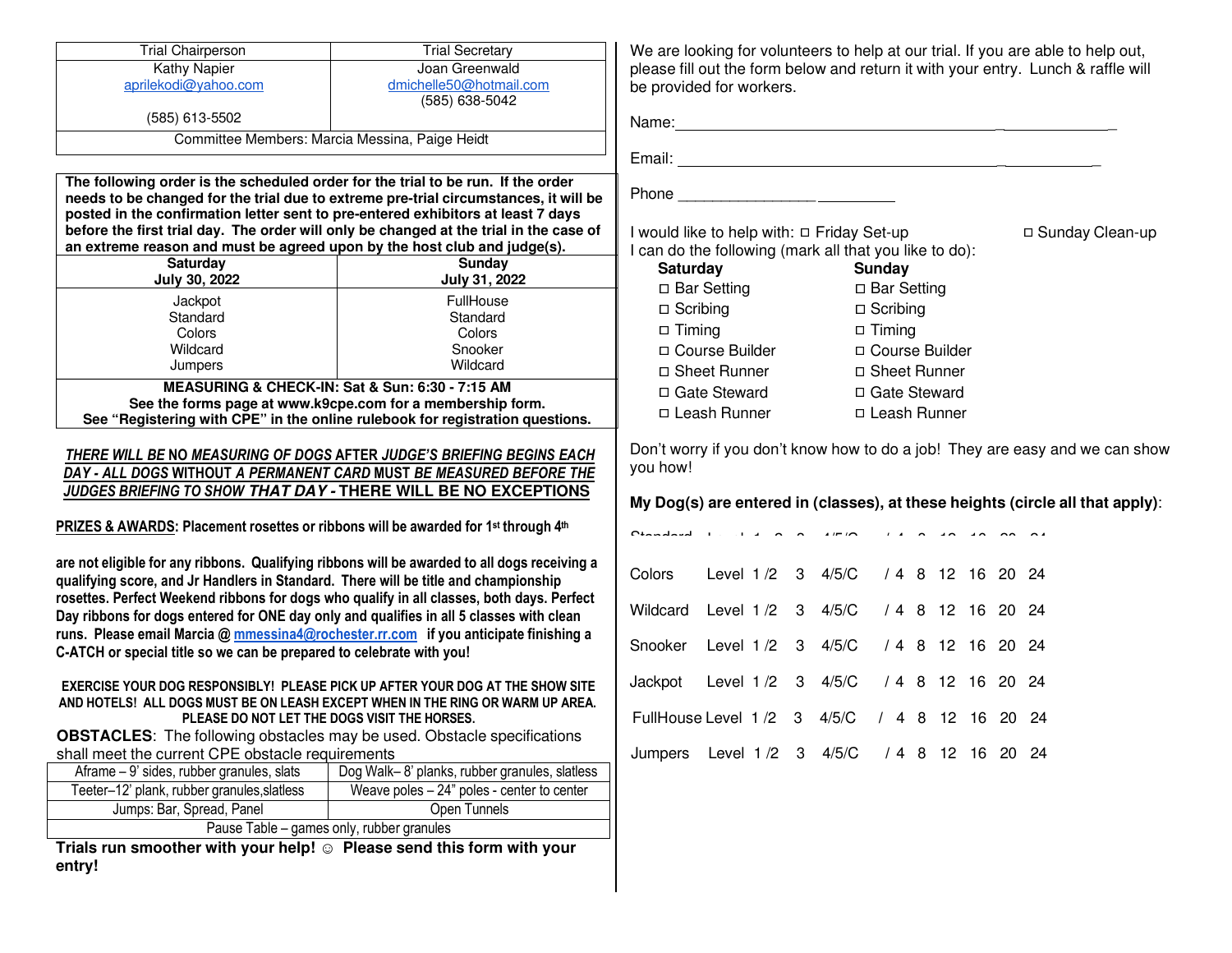| Trial Chairperson | Trial Secretary |
|---|---|
| Kathy Napier<br>aprilekodi@yahoo.com<br><br>(585) 613-5502 | Joan Greenwald<br>dmichelle50@hotmail.com<br>(585) 638-5042 |
| Committee Members: Marcia Messina, Paige Heidt | |

**The following order is the scheduled order for the trial to be run. If the order needs to be changed for the trial due to extreme pre-trial circumstances, it will be posted in the confirmation letter sent to pre-entered exhibitors at least 7 days before the first trial day. The order will only be changed at the trial in the case of an extreme reason and must be agreed upon by the host club and judge(s).**

| Saturday<br>July 30, 2022 | Sunday<br>July 31, 2022 |
|---|---|
| Jackpot<br>Standard<br>Colors<br>Wildcard<br>Jumpers | FullHouse<br>Standard<br>Colors<br>Snooker<br>Wildcard |

**MEASURING & CHECK-IN: Sat & Sun: 6:30 - 7:15 AM**
**See the forms page at www.k9cpe.com for a membership form.**
**See "Registering with CPE" in the online rulebook for registration questions.**

***THERE WILL BE NO MEASURING OF DOGS AFTER JUDGE'S BRIEFING BEGINS EACH DAY - ALL DOGS WITHOUT A PERMANENT CARD MUST BE MEASURED BEFORE THE JUDGES BRIEFING TO SHOW THAT DAY - THERE WILL BE NO EXCEPTIONS***

**PRIZES & AWARDS: Placement rosettes or ribbons will be awarded for 1st through 4th**

**are not eligible for any ribbons. Qualifying ribbons will be awarded to all dogs receiving a qualifying score, and Jr Handlers in Standard. There will be title and championship rosettes. Perfect Weekend ribbons for dogs who qualify in all classes, both days. Perfect Day ribbons for dogs entered for ONE day only and qualifies in all 5 classes with clean runs. Please email Marcia @ mmessina4@rochester.rr.com if you anticipate finishing a C-ATCH or special title so we can be prepared to celebrate with you!**

**EXERCISE YOUR DOG RESPONSIBLY! PLEASE PICK UP AFTER YOUR DOG AT THE SHOW SITE AND HOTELS! ALL DOGS MUST BE ON LEASH EXCEPT WHEN IN THE RING OR WARM UP AREA. PLEASE DO NOT LET THE DOGS VISIT THE HORSES.**

**OBSTACLES**: The following obstacles may be used. Obstacle specifications shall meet the current CPE obstacle requirements

| Aframe – 9' sides, rubber granules, slats | Dog Walk– 8' planks, rubber granules, slatless |
|---|---|
| Teeter–12' plank, rubber granules,slatless | Weave poles – 24" poles - center to center |
| Jumps: Bar, Spread, Panel | Open Tunnels |
| Pause Table – games only, rubber granules | |

**Trials run smoother with your help! ☺ Please send this form with your entry!**

We are looking for volunteers to help at our trial. If you are able to help out, please fill out the form below and return it with your entry. Lunch & raffle will be provided for workers.

Name: ____________________________________________

Email: ____________________________________________

Phone ___________________________

I would like to help with: ☐ Friday Set-up ☐ Sunday Clean-up

I can do the following (mark all that you like to do):

| Saturday | Sunday |
|---|---|
| ☐ Bar Setting | ☐ Bar Setting |
| ☐ Scribing | ☐ Scribing |
| ☐ Timing | ☐ Timing |
| ☐ Course Builder | ☐ Course Builder |
| ☐ Sheet Runner | ☐ Sheet Runner |
| ☐ Gate Steward | ☐ Gate Steward |
| ☐ Leash Runner | ☐ Leash Runner |

Don't worry if you don't know how to do a job! They are easy and we can show you how!

**My Dog(s) are entered in (classes), at these heights (circle all that apply)**:

Standard Level 1 /2 3 4/5/C / 4 8 12 16 20 24

Colors Level 1 /2 3 4/5/C / 4 8 12 16 20 24

Wildcard Level 1 /2 3 4/5/C / 4 8 12 16 20 24

Snooker Level 1 /2 3 4/5/C / 4 8 12 16 20 24

Jackpot Level 1 /2 3 4/5/C / 4 8 12 16 20 24

FullHouse Level 1 /2 3 4/5/C / 4 8 12 16 20 24

Jumpers Level 1 /2 3 4/5/C / 4 8 12 16 20 24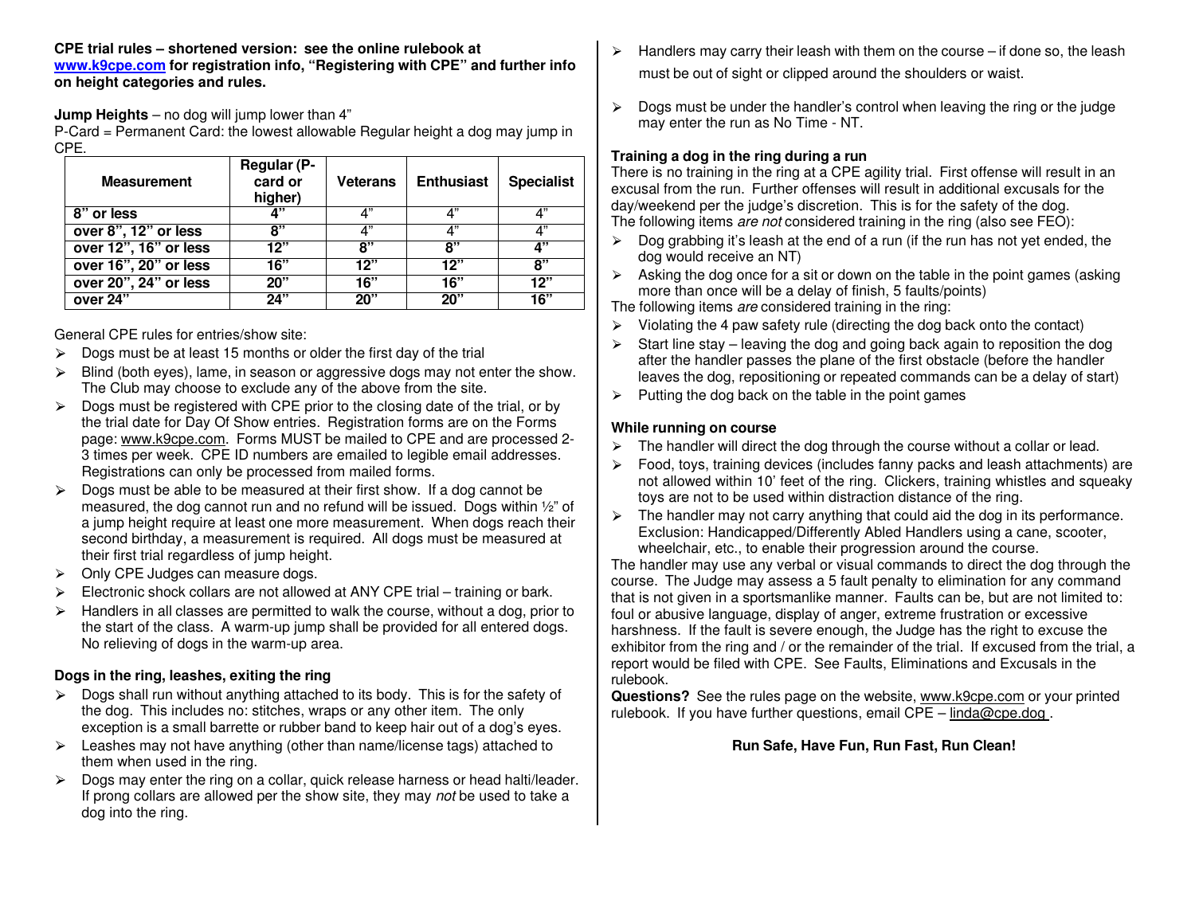**CPE trial rules – shortened version: see the online rulebook at www.k9cpe.com for registration info, "Registering with CPE" and further info on height categories and rules.**

**Jump Heights** – no dog will jump lower than 4"

P-Card = Permanent Card: the lowest allowable Regular height a dog may jump in CPE.

| Measurement | Regular (P-card or higher) | Veterans | Enthusiast | Specialist |
|---|---|---|---|---|
| **8" or less** | **4"** | 4" | 4" | 4" |
| **over 8", 12" or less** | **8"** | 4" | 4" | 4" |
| **over 12", 16" or less** | **12"** | **8"** | **8"** | **4"** |
| **over 16", 20" or less** | **16"** | **12"** | **12"** | **8"** |
| **over 20", 24" or less** | **20"** | **16"** | **16"** | **12"** |
| **over 24"** | **24"** | **20"** | **20"** | **16"** |

General CPE rules for entries/show site:

- Dogs must be at least 15 months or older the first day of the trial
- Blind (both eyes), lame, in season or aggressive dogs may not enter the show. The Club may choose to exclude any of the above from the site.
- Dogs must be registered with CPE prior to the closing date of the trial, or by the trial date for Day Of Show entries. Registration forms are on the Forms page: www.k9cpe.com. Forms MUST be mailed to CPE and are processed 2-3 times per week. CPE ID numbers are emailed to legible email addresses. Registrations can only be processed from mailed forms.
- Dogs must be able to be measured at their first show. If a dog cannot be measured, the dog cannot run and no refund will be issued. Dogs within ½" of a jump height require at least one more measurement. When dogs reach their second birthday, a measurement is required. All dogs must be measured at their first trial regardless of jump height.
- Only CPE Judges can measure dogs.
- Electronic shock collars are not allowed at ANY CPE trial – training or bark.
- Handlers in all classes are permitted to walk the course, without a dog, prior to the start of the class. A warm-up jump shall be provided for all entered dogs. No relieving of dogs in the warm-up area.

**Dogs in the ring, leashes, exiting the ring**

- Dogs shall run without anything attached to its body. This is for the safety of the dog. This includes no: stitches, wraps or any other item. The only exception is a small barrette or rubber band to keep hair out of a dog's eyes.
- Leashes may not have anything (other than name/license tags) attached to them when used in the ring.
- Dogs may enter the ring on a collar, quick release harness or head halti/leader. If prong collars are allowed per the show site, they may *not* be used to take a dog into the ring.
- Handlers may carry their leash with them on the course – if done so, the leash must be out of sight or clipped around the shoulders or waist.
- Dogs must be under the handler's control when leaving the ring or the judge may enter the run as No Time - NT.

**Training a dog in the ring during a run**

There is no training in the ring at a CPE agility trial. First offense will result in an excusal from the run. Further offenses will result in additional excusals for the day/weekend per the judge's discretion. This is for the safety of the dog.

The following items *are not* considered training in the ring (also see FEO):

- Dog grabbing it's leash at the end of a run (if the run has not yet ended, the dog would receive an NT)
- Asking the dog once for a sit or down on the table in the point games (asking more than once will be a delay of finish, 5 faults/points)

The following items *are* considered training in the ring:

- Violating the 4 paw safety rule (directing the dog back onto the contact)
- Start line stay – leaving the dog and going back again to reposition the dog after the handler passes the plane of the first obstacle (before the handler leaves the dog, repositioning or repeated commands can be a delay of start)
- Putting the dog back on the table in the point games

**While running on course**

- The handler will direct the dog through the course without a collar or lead.
- Food, toys, training devices (includes fanny packs and leash attachments) are not allowed within 10' feet of the ring. Clickers, training whistles and squeaky toys are not to be used within distraction distance of the ring.
- The handler may not carry anything that could aid the dog in its performance. Exclusion: Handicapped/Differently Abled Handlers using a cane, scooter, wheelchair, etc., to enable their progression around the course.

The handler may use any verbal or visual commands to direct the dog through the course. The Judge may assess a 5 fault penalty to elimination for any command that is not given in a sportsmanlike manner. Faults can be, but are not limited to: foul or abusive language, display of anger, extreme frustration or excessive harshness. If the fault is severe enough, the Judge has the right to excuse the exhibitor from the ring and / or the remainder of the trial. If excused from the trial, a report would be filed with CPE. See Faults, Eliminations and Excusals in the rulebook.

**Questions?** See the rules page on the website, www.k9cpe.com or your printed rulebook. If you have further questions, email CPE – linda@cpe.dog .

**Run Safe, Have Fun, Run Fast, Run Clean!**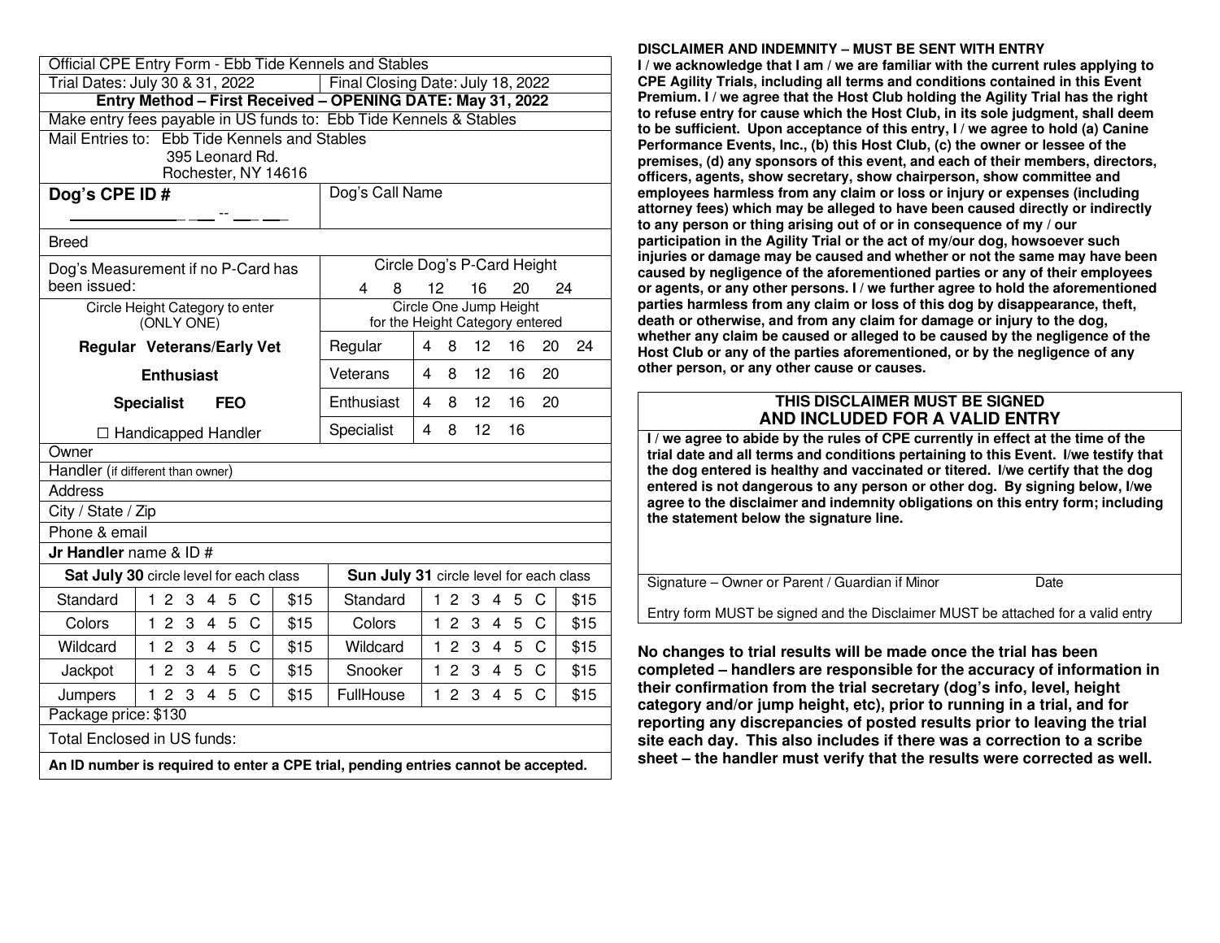Official CPE Entry Form - Ebb Tide Kennels and Stables

Trial Dates: July 30 & 31, 2022 | Final Closing Date: July 18, 2022

**Entry Method – First Received – OPENING DATE: May 31, 2022**

Make entry fees payable in US funds to: Ebb Tide Kennels & Stables

Mail Entries to: Ebb Tide Kennels and Stables
395 Leonard Rd.
Rochester, NY 14616

**Dog's CPE ID #** ______________ -- ______ | Dog's Call Name

Breed

| | |
|---|---|
| Dog's Measurement if no P-Card has been issued: | Circle Dog's P-Card Height<br>4 8 12 16 20 24 |

| | | |
|---|---|---|
| Circle Height Category to enter (ONLY ONE) | Circle One Jump Height for the Height Category entered | |
| **Regular Veterans/Early Vet** | Regular | 4 8 12 16 20 24 |
| **Enthusiast** | Veterans | 4 8 12 16 20 |
| **Specialist FEO** | Enthusiast | 4 8 12 16 20 |
| ☐ Handicapped Handler | Specialist | 4 8 12 16 |

Owner

Handler (if different than owner)

Address

City / State / Zip

Phone & email

**Jr Handler** name & ID #

| **Sat July 30** circle level for each class | | | **Sun July 31** circle level for each class | | |
|---|---|---|---|---|---|
| Standard | 1 2 3 4 5 C | $15 | Standard | 1 2 3 4 5 C | $15 |
| Colors | 1 2 3 4 5 C | $15 | Colors | 1 2 3 4 5 C | $15 |
| Wildcard | 1 2 3 4 5 C | $15 | Wildcard | 1 2 3 4 5 C | $15 |
| Jackpot | 1 2 3 4 5 C | $15 | Snooker | 1 2 3 4 5 C | $15 |
| Jumpers | 1 2 3 4 5 C | $15 | FullHouse | 1 2 3 4 5 C | $15 |

Package price: $130

Total Enclosed in US funds:

**An ID number is required to enter a CPE trial, pending entries cannot be accepted.**

**DISCLAIMER AND INDEMNITY – MUST BE SENT WITH ENTRY**

**I / we acknowledge that I am / we are familiar with the current rules applying to CPE Agility Trials, including all terms and conditions contained in this Event Premium. I / we agree that the Host Club holding the Agility Trial has the right to refuse entry for cause which the Host Club, in its sole judgment, shall deem to be sufficient. Upon acceptance of this entry, I / we agree to hold (a) Canine Performance Events, Inc., (b) this Host Club, (c) the owner or lessee of the premises, (d) any sponsors of this event, and each of their members, directors, officers, agents, show secretary, show chairperson, show committee and employees harmless from any claim or loss or injury or expenses (including attorney fees) which may be alleged to have been caused directly or indirectly to any person or thing arising out of or in consequence of my / our participation in the Agility Trial or the act of my/our dog, howsoever such injuries or damage may be caused and whether or not the same may have been caused by negligence of the aforementioned parties or any of their employees or agents, or any other persons. I / we further agree to hold the aforementioned parties harmless from any claim or loss of this dog by disappearance, theft, death or otherwise, and from any claim for damage or injury to the dog, whether any claim be caused or alleged to be caused by the negligence of the Host Club or any of the parties aforementioned, or by the negligence of any other person, or any other cause or causes.**

**THIS DISCLAIMER MUST BE SIGNED AND INCLUDED FOR A VALID ENTRY**

**I / we agree to abide by the rules of CPE currently in effect at the time of the trial date and all terms and conditions pertaining to this Event. I/we testify that the dog entered is healthy and vaccinated or titered. I/we certify that the dog entered is not dangerous to any person or other dog. By signing below, I/we agree to the disclaimer and indemnity obligations on this entry form; including the statement below the signature line.**

Signature – Owner or Parent / Guardian if Minor Date

Entry form MUST be signed and the Disclaimer MUST be attached for a valid entry

**No changes to trial results will be made once the trial has been completed – handlers are responsible for the accuracy of information in their confirmation from the trial secretary (dog's info, level, height category and/or jump height, etc), prior to running in a trial, and for reporting any discrepancies of posted results prior to leaving the trial site each day. This also includes if there was a correction to a scribe sheet – the handler must verify that the results were corrected as well.**